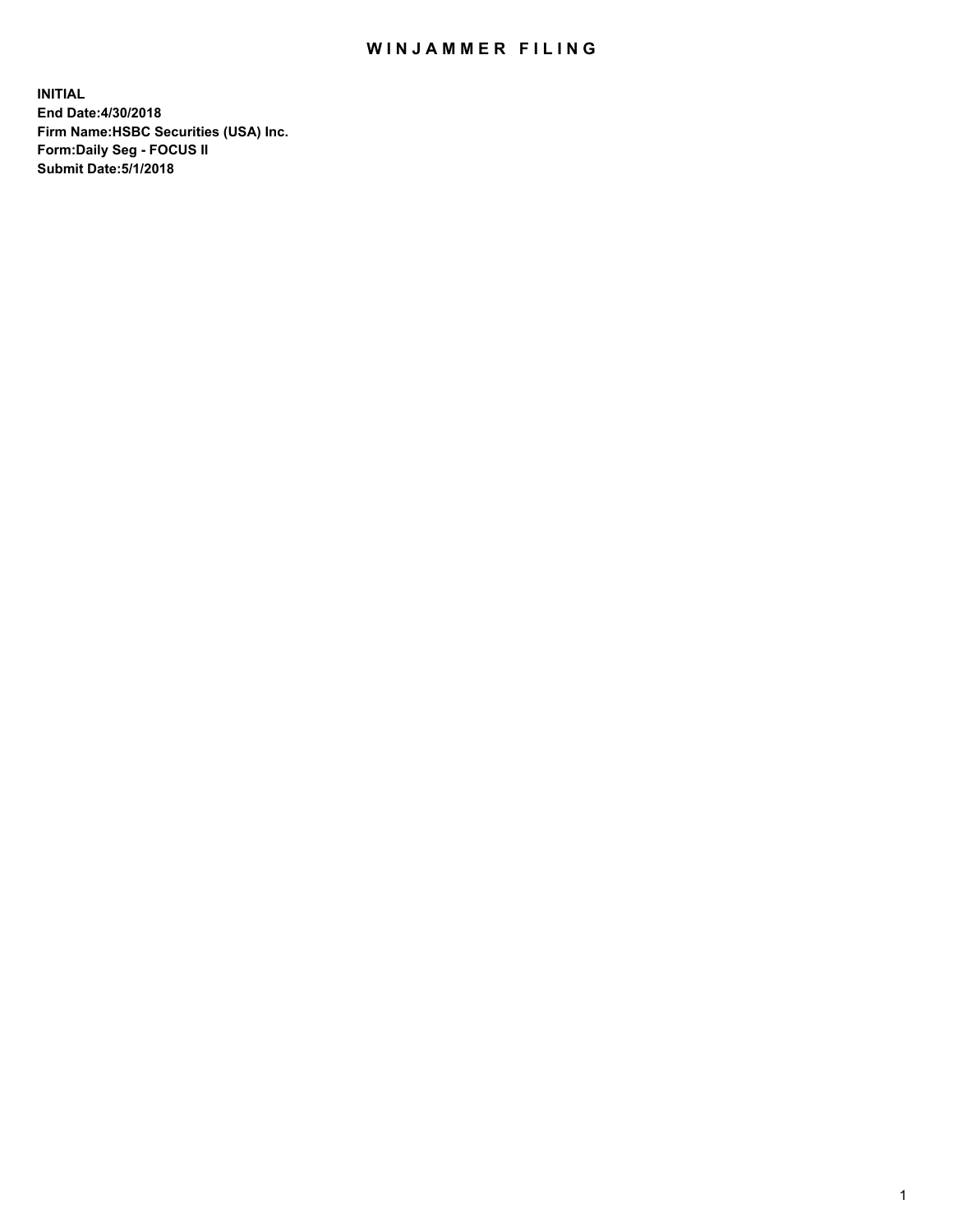# WINJAMMER FILING

**INITIAL**
**End Date:4/30/2018**
**Firm Name:HSBC Securities (USA) Inc.**
**Form:Daily Seg - FOCUS II**
**Submit Date:5/1/2018**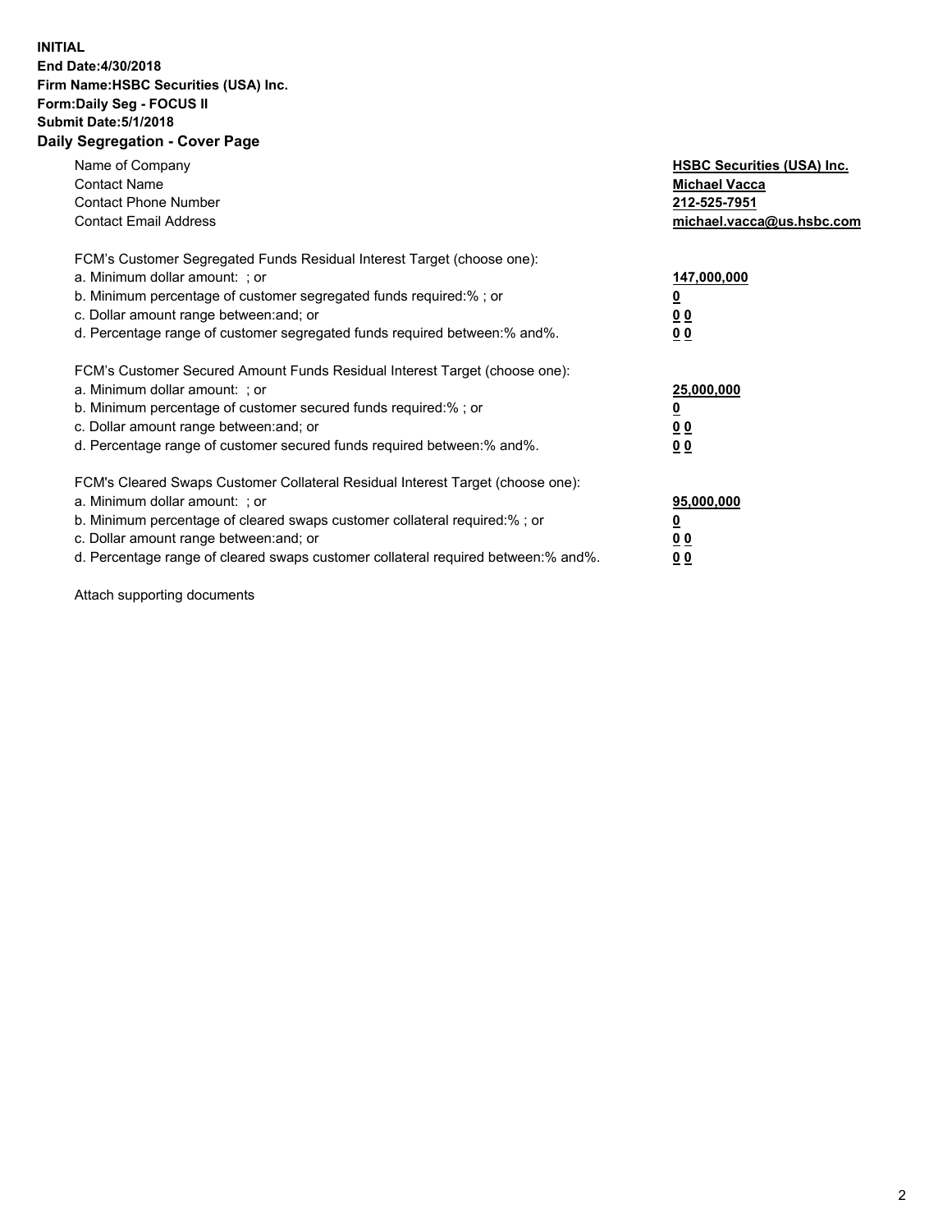**INITIAL**
**End Date:4/30/2018**
**Firm Name:HSBC Securities (USA) Inc.**
**Form:Daily Seg - FOCUS II**
**Submit Date:5/1/2018**

## Daily Segregation - Cover Page

| | |
|---|---|
| Name of Company | **HSBC Securities (USA) Inc.** |
| Contact Name | **Michael Vacca** |
| Contact Phone Number | **212-525-7951** |
| Contact Email Address | **michael.vacca@us.hsbc.com** |

FCM's Customer Segregated Funds Residual Interest Target (choose one):

| | |
|---|---|
| a. Minimum dollar amount: ; or | **147,000,000** |
| b. Minimum percentage of customer segregated funds required:% ; or | **0** |
| c. Dollar amount range between:and; or | **0 0** |
| d. Percentage range of customer segregated funds required between:% and%. | **0 0** |

FCM's Customer Secured Amount Funds Residual Interest Target (choose one):

| | |
|---|---|
| a. Minimum dollar amount: ; or | **25,000,000** |
| b. Minimum percentage of customer secured funds required:% ; or | **0** |
| c. Dollar amount range between:and; or | **0 0** |
| d. Percentage range of customer secured funds required between:% and%. | **0 0** |

FCM's Cleared Swaps Customer Collateral Residual Interest Target (choose one):

| | |
|---|---|
| a. Minimum dollar amount: ; or | **95,000,000** |
| b. Minimum percentage of cleared swaps customer collateral required:% ; or | **0** |
| c. Dollar amount range between:and; or | **0 0** |
| d. Percentage range of cleared swaps customer collateral required between:% and%. | **0 0** |

Attach supporting documents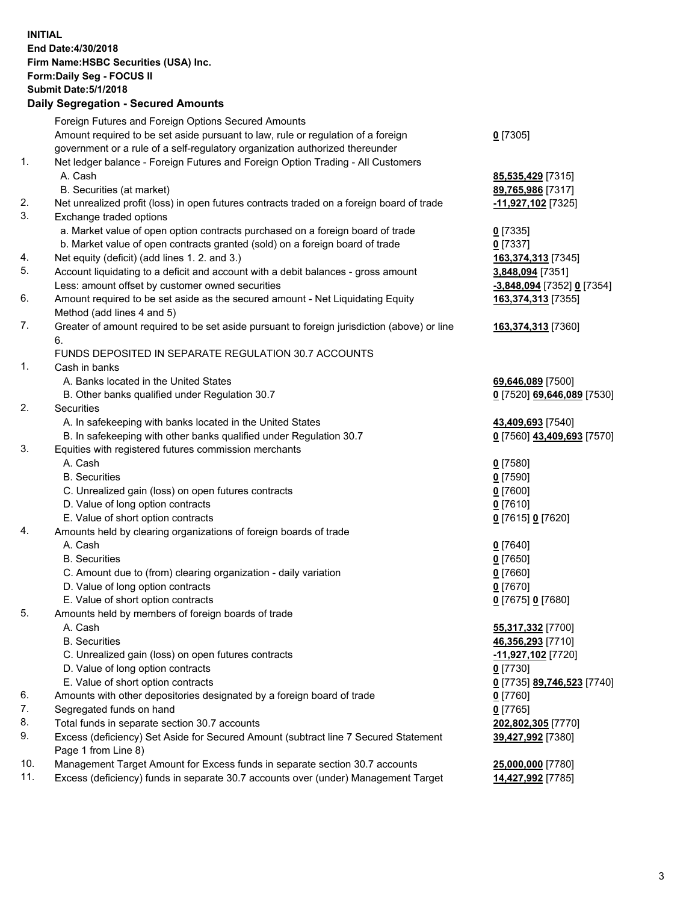**INITIAL**
**End Date:4/30/2018**
**Firm Name:HSBC Securities (USA) Inc.**
**Form:Daily Seg - FOCUS II**
**Submit Date:5/1/2018**

## Daily Segregation - Secured Amounts

| | | |
|---|---|---|
| | Foreign Futures and Foreign Options Secured Amounts | |
| | Amount required to be set aside pursuant to law, rule or regulation of a foreign government or a rule of a self-regulatory organization authorized thereunder | **0** [7305] |
| 1. | Net ledger balance - Foreign Futures and Foreign Option Trading - All Customers | |
| | A. Cash | **85,535,429** [7315] |
| | B. Securities (at market) | **89,765,986** [7317] |
| 2. | Net unrealized profit (loss) in open futures contracts traded on a foreign board of trade | **-11,927,102** [7325] |
| 3. | Exchange traded options | |
| | a. Market value of open option contracts purchased on a foreign board of trade | **0** [7335] |
| | b. Market value of open contracts granted (sold) on a foreign board of trade | **0** [7337] |
| 4. | Net equity (deficit) (add lines 1. 2. and 3.) | **163,374,313** [7345] |
| 5. | Account liquidating to a deficit and account with a debit balances - gross amount | **3,848,094** [7351] |
| | Less: amount offset by customer owned securities | **-3,848,094** [7352] **0** [7354] |
| 6. | Amount required to be set aside as the secured amount - Net Liquidating Equity Method (add lines 4 and 5) | **163,374,313** [7355] |
| 7. | Greater of amount required to be set aside pursuant to foreign jurisdiction (above) or line 6. | **163,374,313** [7360] |
| | FUNDS DEPOSITED IN SEPARATE REGULATION 30.7 ACCOUNTS | |
| 1. | Cash in banks | |
| | A. Banks located in the United States | **69,646,089** [7500] |
| | B. Other banks qualified under Regulation 30.7 | **0** [7520] **69,646,089** [7530] |
| 2. | Securities | |
| | A. In safekeeping with banks located in the United States | **43,409,693** [7540] |
| | B. In safekeeping with other banks qualified under Regulation 30.7 | **0** [7560] **43,409,693** [7570] |
| 3. | Equities with registered futures commission merchants | |
| | A. Cash | **0** [7580] |
| | B. Securities | **0** [7590] |
| | C. Unrealized gain (loss) on open futures contracts | **0** [7600] |
| | D. Value of long option contracts | **0** [7610] |
| | E. Value of short option contracts | **0** [7615] **0** [7620] |
| 4. | Amounts held by clearing organizations of foreign boards of trade | |
| | A. Cash | **0** [7640] |
| | B. Securities | **0** [7650] |
| | C. Amount due to (from) clearing organization - daily variation | **0** [7660] |
| | D. Value of long option contracts | **0** [7670] |
| | E. Value of short option contracts | **0** [7675] **0** [7680] |
| 5. | Amounts held by members of foreign boards of trade | |
| | A. Cash | **55,317,332** [7700] |
| | B. Securities | **46,356,293** [7710] |
| | C. Unrealized gain (loss) on open futures contracts | **-11,927,102** [7720] |
| | D. Value of long option contracts | **0** [7730] |
| | E. Value of short option contracts | **0** [7735] **89,746,523** [7740] |
| 6. | Amounts with other depositories designated by a foreign board of trade | **0** [7760] |
| 7. | Segregated funds on hand | **0** [7765] |
| 8. | Total funds in separate section 30.7 accounts | **202,802,305** [7770] |
| 9. | Excess (deficiency) Set Aside for Secured Amount (subtract line 7 Secured Statement Page 1 from Line 8) | **39,427,992** [7380] |
| 10. | Management Target Amount for Excess funds in separate section 30.7 accounts | **25,000,000** [7780] |
| 11. | Excess (deficiency) funds in separate 30.7 accounts over (under) Management Target | **14,427,992** [7785] |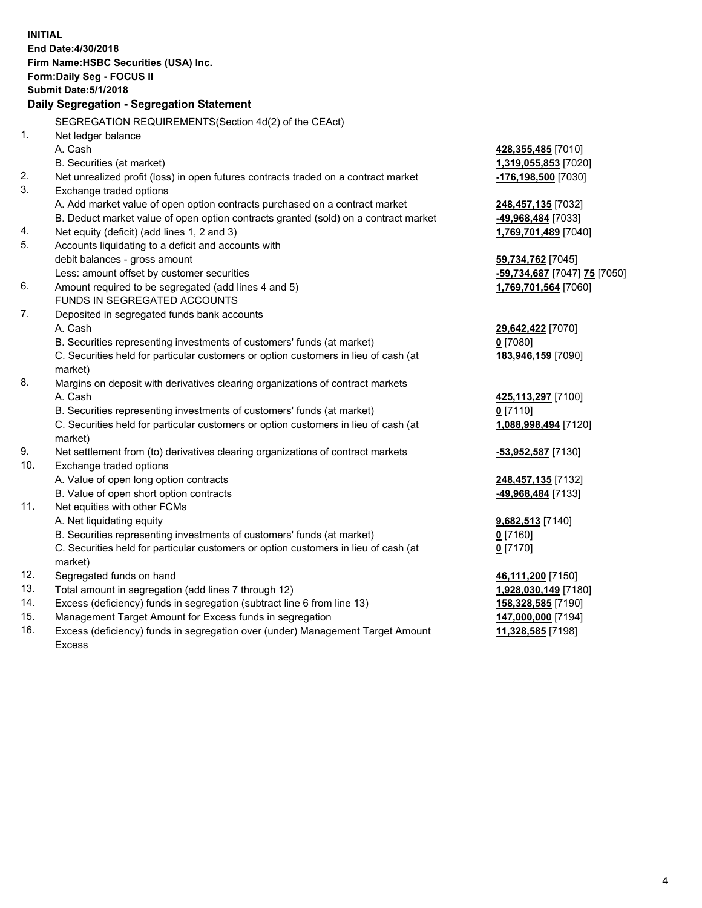**INITIAL**
**End Date:4/30/2018**
**Firm Name:HSBC Securities (USA) Inc.**
**Form:Daily Seg - FOCUS II**
**Submit Date:5/1/2018**
**Daily Segregation - Segregation Statement**

SEGREGATION REQUIREMENTS(Section 4d(2) of the CEAct)

| | | |
|---|---|---|
| 1. | Net ledger balance | |
| | A. Cash | **428,355,485** [7010] |
| | B. Securities (at market) | **1,319,055,853** [7020] |
| 2. | Net unrealized profit (loss) in open futures contracts traded on a contract market | **-176,198,500** [7030] |
| 3. | Exchange traded options | |
| | A. Add market value of open option contracts purchased on a contract market | **248,457,135** [7032] |
| | B. Deduct market value of open option contracts granted (sold) on a contract market | **-49,968,484** [7033] |
| 4. | Net equity (deficit) (add lines 1, 2 and 3) | **1,769,701,489** [7040] |
| 5. | Accounts liquidating to a deficit and accounts with debit balances - gross amount | **59,734,762** [7045] |
| | Less: amount offset by customer securities | **-59,734,687** [7047] **75** [7050] |
| 6. | Amount required to be segregated (add lines 4 and 5) | **1,769,701,564** [7060] |
| | FUNDS IN SEGREGATED ACCOUNTS | |
| 7. | Deposited in segregated funds bank accounts | |
| | A. Cash | **29,642,422** [7070] |
| | B. Securities representing investments of customers' funds (at market) | **0** [7080] |
| | C. Securities held for particular customers or option customers in lieu of cash (at market) | **183,946,159** [7090] |
| 8. | Margins on deposit with derivatives clearing organizations of contract markets | |
| | A. Cash | **425,113,297** [7100] |
| | B. Securities representing investments of customers' funds (at market) | **0** [7110] |
| | C. Securities held for particular customers or option customers in lieu of cash (at market) | **1,088,998,494** [7120] |
| 9. | Net settlement from (to) derivatives clearing organizations of contract markets | **-53,952,587** [7130] |
| 10. | Exchange traded options | |
| | A. Value of open long option contracts | **248,457,135** [7132] |
| | B. Value of open short option contracts | **-49,968,484** [7133] |
| 11. | Net equities with other FCMs | |
| | A. Net liquidating equity | **9,682,513** [7140] |
| | B. Securities representing investments of customers' funds (at market) | **0** [7160] |
| | C. Securities held for particular customers or option customers in lieu of cash (at market) | **0** [7170] |
| 12. | Segregated funds on hand | **46,111,200** [7150] |
| 13. | Total amount in segregation (add lines 7 through 12) | **1,928,030,149** [7180] |
| 14. | Excess (deficiency) funds in segregation (subtract line 6 from line 13) | **158,328,585** [7190] |
| 15. | Management Target Amount for Excess funds in segregation | **147,000,000** [7194] |
| 16. | Excess (deficiency) funds in segregation over (under) Management Target Amount Excess | **11,328,585** [7198] |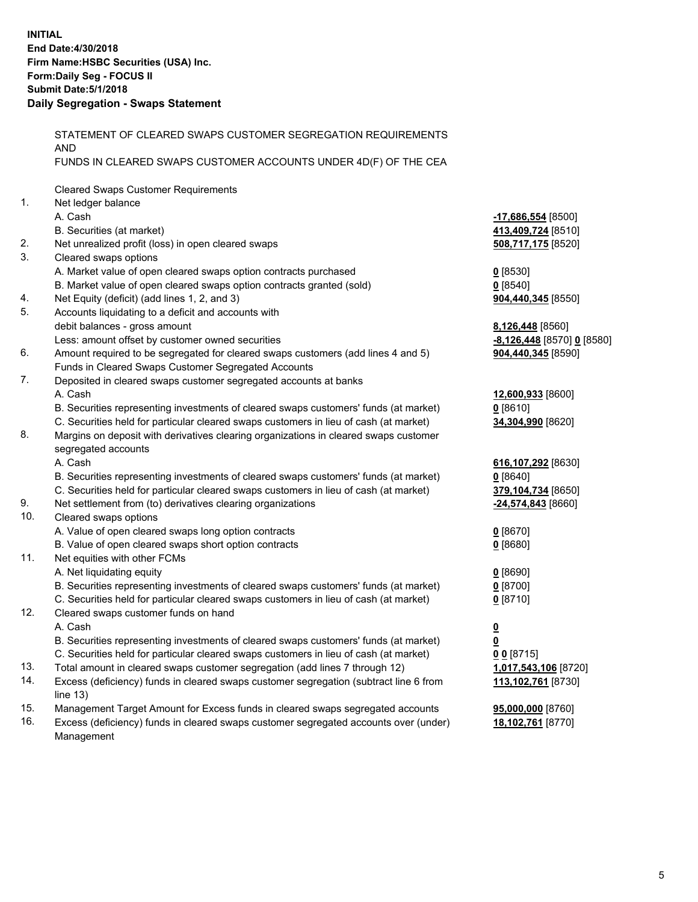**INITIAL**
**End Date:4/30/2018**
**Firm Name:HSBC Securities (USA) Inc.**
**Form:Daily Seg - FOCUS II**
**Submit Date:5/1/2018**
**Daily Segregation - Swaps Statement**

STATEMENT OF CLEARED SWAPS CUSTOMER SEGREGATION REQUIREMENTS AND FUNDS IN CLEARED SWAPS CUSTOMER ACCOUNTS UNDER 4D(F) OF THE CEA

| | | |
|---|---|---|
| | Cleared Swaps Customer Requirements | |
| 1. | Net ledger balance | |
| | A. Cash | **-17,686,554** [8500] |
| | B. Securities (at market) | **413,409,724** [8510] |
| 2. | Net unrealized profit (loss) in open cleared swaps | **508,717,175** [8520] |
| 3. | Cleared swaps options | |
| | A. Market value of open cleared swaps option contracts purchased | **0** [8530] |
| | B. Market value of open cleared swaps option contracts granted (sold) | **0** [8540] |
| 4. | Net Equity (deficit) (add lines 1, 2, and 3) | **904,440,345** [8550] |
| 5. | Accounts liquidating to a deficit and accounts with debit balances - gross amount | **8,126,448** [8560] |
| | Less: amount offset by customer owned securities | **-8,126,448** [8570] **0** [8580] |
| 6. | Amount required to be segregated for cleared swaps customers (add lines 4 and 5) | **904,440,345** [8590] |
| | Funds in Cleared Swaps Customer Segregated Accounts | |
| 7. | Deposited in cleared swaps customer segregated accounts at banks | |
| | A. Cash | **12,600,933** [8600] |
| | B. Securities representing investments of cleared swaps customers' funds (at market) | **0** [8610] |
| | C. Securities held for particular cleared swaps customers in lieu of cash (at market) | **34,304,990** [8620] |
| 8. | Margins on deposit with derivatives clearing organizations in cleared swaps customer segregated accounts | |
| | A. Cash | **616,107,292** [8630] |
| | B. Securities representing investments of cleared swaps customers' funds (at market) | **0** [8640] |
| | C. Securities held for particular cleared swaps customers in lieu of cash (at market) | **379,104,734** [8650] |
| 9. | Net settlement from (to) derivatives clearing organizations | **-24,574,843** [8660] |
| 10. | Cleared swaps options | |
| | A. Value of open cleared swaps long option contracts | **0** [8670] |
| | B. Value of open cleared swaps short option contracts | **0** [8680] |
| 11. | Net equities with other FCMs | |
| | A. Net liquidating equity | **0** [8690] |
| | B. Securities representing investments of cleared swaps customers' funds (at market) | **0** [8700] |
| | C. Securities held for particular cleared swaps customers in lieu of cash (at market) | **0** [8710] |
| 12. | Cleared swaps customer funds on hand | |
| | A. Cash | **0** |
| | B. Securities representing investments of cleared swaps customers' funds (at market) | **0** |
| | C. Securities held for particular cleared swaps customers in lieu of cash (at market) | **0** **0** [8715] |
| 13. | Total amount in cleared swaps customer segregation (add lines 7 through 12) | **1,017,543,106** [8720] |
| 14. | Excess (deficiency) funds in cleared swaps customer segregation (subtract line 6 from line 13) | **113,102,761** [8730] |
| 15. | Management Target Amount for Excess funds in cleared swaps segregated accounts | **95,000,000** [8760] |
| 16. | Excess (deficiency) funds in cleared swaps customer segregated accounts over (under) Management | **18,102,761** [8770] |